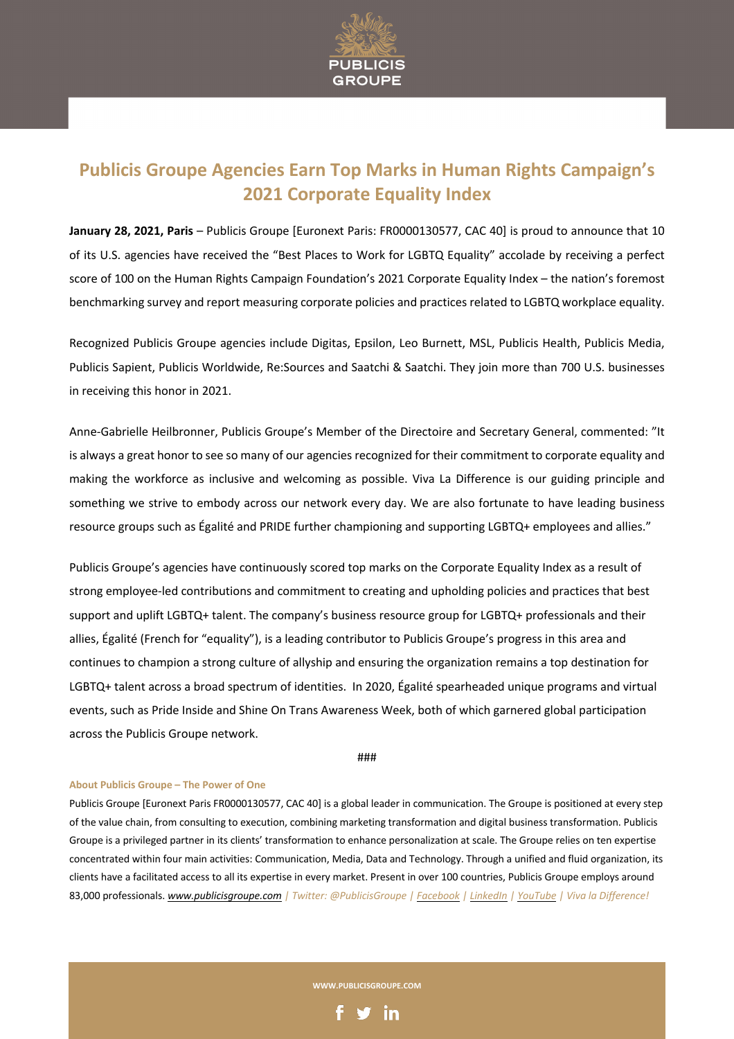# Publicis Groupe Agencies Earn Top Marks in Human Rights Campaign's 2021 Corporate Equality Index

**January 28, 2021, Paris** – Publicis Groupe [Euronext Paris: FR0000130577, CAC 40] is proud to announce that 10 of its U.S. agencies have received the "Best Places to Work for LGBTQ Equality" accolade by receiving a perfect score of 100 on the Human Rights Campaign Foundation's 2021 Corporate Equality Index – the nation's foremost benchmarking survey and report measuring corporate policies and practices related to LGBTQ workplace equality.

Recognized Publicis Groupe agencies include Digitas, Epsilon, Leo Burnett, MSL, Publicis Health, Publicis Media, Publicis Sapient, Publicis Worldwide, Re:Sources and Saatchi & Saatchi. They join more than 700 U.S. businesses in receiving this honor in 2021.

Anne-Gabrielle Heilbronner, Publicis Groupe's Member of the Directoire and Secretary General, commented: "It is always a great honor to see so many of our agencies recognized for their commitment to corporate equality and making the workforce as inclusive and welcoming as possible. Viva La Difference is our guiding principle and something we strive to embody across our network every day. We are also fortunate to have leading business resource groups such as Égalité and PRIDE further championing and supporting LGBTQ+ employees and allies."

Publicis Groupe's agencies have continuously scored top marks on the Corporate Equality Index as a result of strong employee-led contributions and commitment to creating and upholding policies and practices that best support and uplift LGBTQ+ talent. The company's business resource group for LGBTQ+ professionals and their allies, Égalité (French for "equality"), is a leading contributor to Publicis Groupe's progress in this area and continues to champion a strong culture of allyship and ensuring the organization remains a top destination for LGBTQ+ talent across a broad spectrum of identities. In 2020, Égalité spearheaded unique programs and virtual events, such as Pride Inside and Shine On Trans Awareness Week, both of which garnered global participation across the Publicis Groupe network.

###

**About Publicis Groupe – The Power of One**

Publicis Groupe [Euronext Paris FR0000130577, CAC 40] is a global leader in communication. The Groupe is positioned at every step of the value chain, from consulting to execution, combining marketing transformation and digital business transformation. Publicis Groupe is a privileged partner in its clients' transformation to enhance personalization at scale. The Groupe relies on ten expertise concentrated within four main activities: Communication, Media, Data and Technology. Through a unified and fluid organization, its clients have a facilitated access to all its expertise in every market. Present in over 100 countries, Publicis Groupe employs around 83,000 professionals. *www.publicisgroupe.com | Twitter: @PublicisGroupe | Facebook | LinkedIn | YouTube | Viva la Difference!*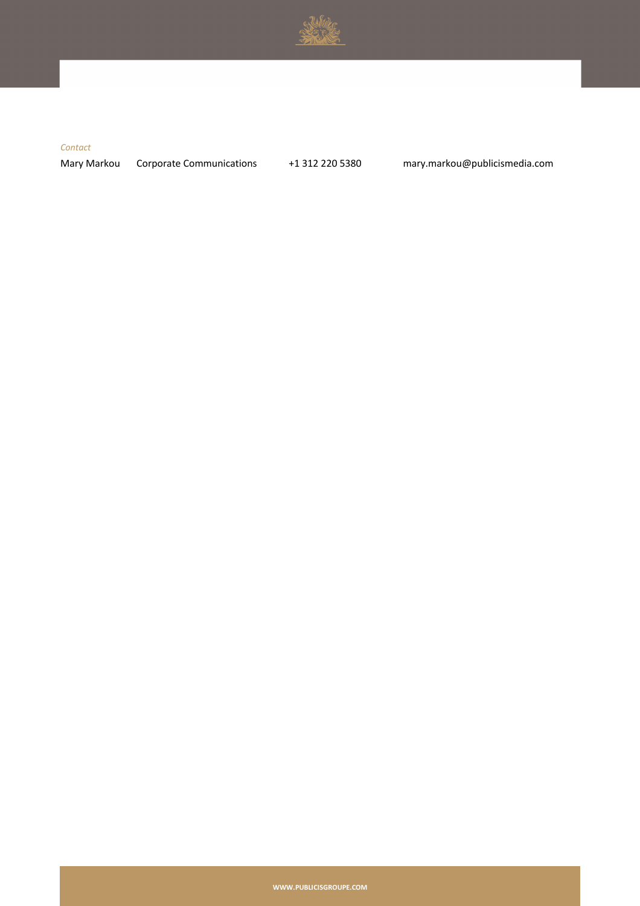*Contact*

| | | | |
|---|---|---|---|
| Mary Markou | Corporate Communications | +1 312 220 5380 | mary.markou@publicismedia.com |